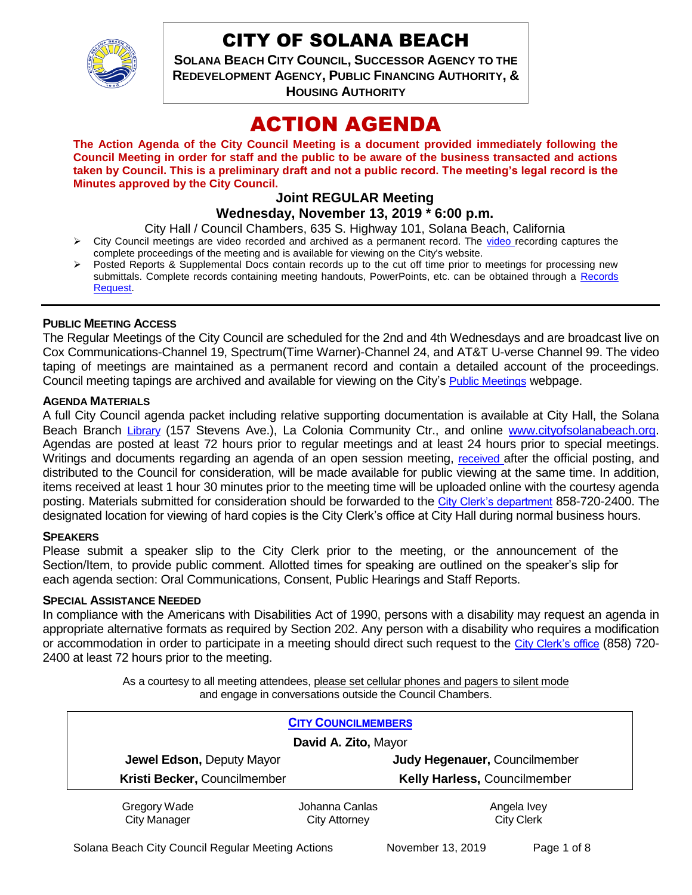# CITY OF SOLANA BEACH

**SOLANA BEACH CITY COUNCIL, SUCCESSOR AGENCY TO THE REDEVELOPMENT AGENCY, PUBLIC FINANCING AUTHORITY, & HOUSING AUTHORITY**

# ACTION AGENDA

**The Action Agenda of the City Council Meeting is a document provided immediately following the Council Meeting in order for staff and the public to be aware of the business transacted and actions taken by Council. This is a preliminary draft and not a public record. The meeting's legal record is the Minutes approved by the City Council.**

## Joint REGULAR Meeting

## Wednesday, November 13, 2019 * 6:00 p.m.

City Hall / Council Chambers, 635 S. Highway 101, Solana Beach, California

- City Council meetings are video recorded and archived as a permanent record. The video recording captures the complete proceedings of the meeting and is available for viewing on the City's website.
- Posted Reports & Supplemental Docs contain records up to the cut off time prior to meetings for processing new submittals. Complete records containing meeting handouts, PowerPoints, etc. can be obtained through a Records Request.

### PUBLIC MEETING ACCESS

The Regular Meetings of the City Council are scheduled for the 2nd and 4th Wednesdays and are broadcast live on Cox Communications-Channel 19, Spectrum(Time Warner)-Channel 24, and AT&T U-verse Channel 99. The video taping of meetings are maintained as a permanent record and contain a detailed account of the proceedings. Council meeting tapings are archived and available for viewing on the City's Public Meetings webpage.

### AGENDA MATERIALS

A full City Council agenda packet including relative supporting documentation is available at City Hall, the Solana Beach Branch Library (157 Stevens Ave.), La Colonia Community Ctr., and online www.cityofsolanabeach.org. Agendas are posted at least 72 hours prior to regular meetings and at least 24 hours prior to special meetings. Writings and documents regarding an agenda of an open session meeting, received after the official posting, and distributed to the Council for consideration, will be made available for public viewing at the same time. In addition, items received at least 1 hour 30 minutes prior to the meeting time will be uploaded online with the courtesy agenda posting. Materials submitted for consideration should be forwarded to the City Clerk's department 858-720-2400. The designated location for viewing of hard copies is the City Clerk's office at City Hall during normal business hours.

### SPEAKERS

Please submit a speaker slip to the City Clerk prior to the meeting, or the announcement of the Section/Item, to provide public comment. Allotted times for speaking are outlined on the speaker's slip for each agenda section: Oral Communications, Consent, Public Hearings and Staff Reports.

### SPECIAL ASSISTANCE NEEDED

In compliance with the Americans with Disabilities Act of 1990, persons with a disability may request an agenda in appropriate alternative formats as required by Section 202. Any person with a disability who requires a modification or accommodation in order to participate in a meeting should direct such request to the City Clerk's office (858) 720-2400 at least 72 hours prior to the meeting.

As a courtesy to all meeting attendees, please set cellular phones and pagers to silent mode and engage in conversations outside the Council Chambers.

**CITY COUNCILMEMBERS**

**David A. Zito,** Mayor

**Jewel Edson,** Deputy Mayor

**Judy Hegenauer,** Councilmember

**Kristi Becker,** Councilmember

**Kelly Harless,** Councilmember

| | | |
|---|---|---|
| Gregory Wade<br>City Manager | Johanna Canlas<br>City Attorney | Angela Ivey<br>City Clerk |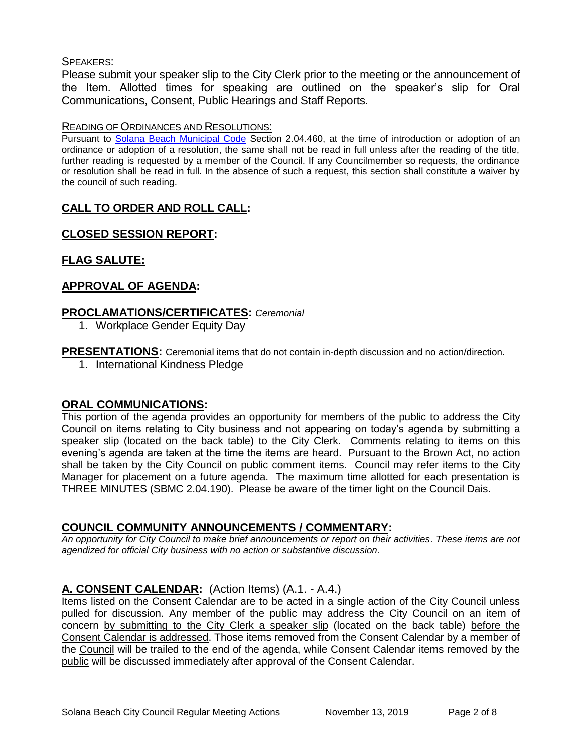SPEAKERS:

Please submit your speaker slip to the City Clerk prior to the meeting or the announcement of the Item. Allotted times for speaking are outlined on the speaker's slip for Oral Communications, Consent, Public Hearings and Staff Reports.

READING OF ORDINANCES AND RESOLUTIONS:

Pursuant to Solana Beach Municipal Code Section 2.04.460, at the time of introduction or adoption of an ordinance or adoption of a resolution, the same shall not be read in full unless after the reading of the title, further reading is requested by a member of the Council. If any Councilmember so requests, the ordinance or resolution shall be read in full. In the absence of such a request, this section shall constitute a waiver by the council of such reading.

## CALL TO ORDER AND ROLL CALL:

## CLOSED SESSION REPORT:

## FLAG SALUTE:

## APPROVAL OF AGENDA:

## PROCLAMATIONS/CERTIFICATES: *Ceremonial*

1. Workplace Gender Equity Day

## PRESENTATIONS: Ceremonial items that do not contain in-depth discussion and no action/direction.

1. International Kindness Pledge

## ORAL COMMUNICATIONS:

This portion of the agenda provides an opportunity for members of the public to address the City Council on items relating to City business and not appearing on today's agenda by submitting a speaker slip (located on the back table) to the City Clerk. Comments relating to items on this evening's agenda are taken at the time the items are heard. Pursuant to the Brown Act, no action shall be taken by the City Council on public comment items. Council may refer items to the City Manager for placement on a future agenda. The maximum time allotted for each presentation is THREE MINUTES (SBMC 2.04.190). Please be aware of the timer light on the Council Dais.

## COUNCIL COMMUNITY ANNOUNCEMENTS / COMMENTARY:

*An opportunity for City Council to make brief announcements or report on their activities. These items are not agendized for official City business with no action or substantive discussion.*

## A. CONSENT CALENDAR: (Action Items) (A.1. - A.4.)

Items listed on the Consent Calendar are to be acted in a single action of the City Council unless pulled for discussion. Any member of the public may address the City Council on an item of concern by submitting to the City Clerk a speaker slip (located on the back table) before the Consent Calendar is addressed. Those items removed from the Consent Calendar by a member of the Council will be trailed to the end of the agenda, while Consent Calendar items removed by the public will be discussed immediately after approval of the Consent Calendar.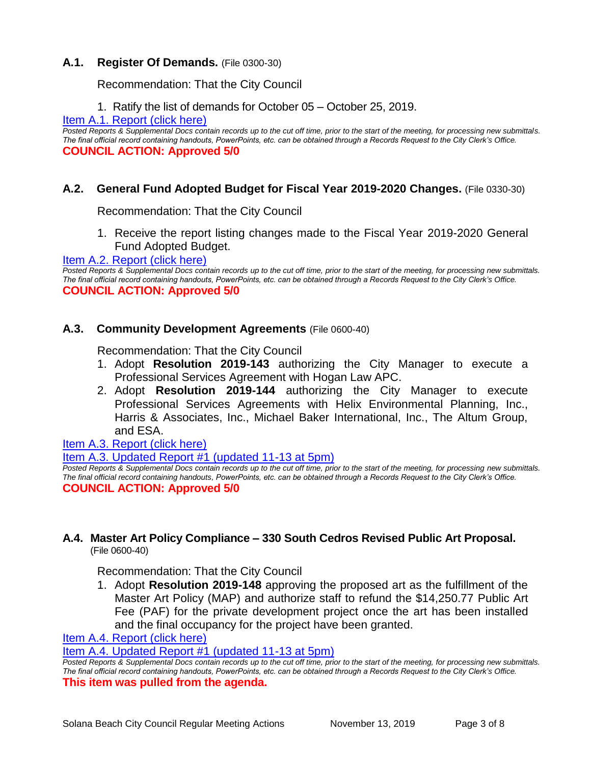### **A.1. Register Of Demands.** (File 0300-30)

Recommendation: That the City Council

1. Ratify the list of demands for October 05 – October 25, 2019.

[Item A.1. Report (click here)]

*Posted Reports & Supplemental Docs contain records up to the cut off time, prior to the start of the meeting, for processing new submittals. The final official record containing handouts, PowerPoints, etc. can be obtained through a Records Request to the City Clerk's Office.*

**COUNCIL ACTION: Approved 5/0**

### **A.2. General Fund Adopted Budget for Fiscal Year 2019-2020 Changes.** (File 0330-30)

Recommendation: That the City Council

1. Receive the report listing changes made to the Fiscal Year 2019-2020 General Fund Adopted Budget.

[Item A.2. Report (click here)]

*Posted Reports & Supplemental Docs contain records up to the cut off time, prior to the start of the meeting, for processing new submittals. The final official record containing handouts, PowerPoints, etc. can be obtained through a Records Request to the City Clerk's Office.*

**COUNCIL ACTION: Approved 5/0**

### **A.3. Community Development Agreements** (File 0600-40)

Recommendation: That the City Council

1. Adopt **Resolution 2019-143** authorizing the City Manager to execute a Professional Services Agreement with Hogan Law APC.
2. Adopt **Resolution 2019-144** authorizing the City Manager to execute Professional Services Agreements with Helix Environmental Planning, Inc., Harris & Associates, Inc., Michael Baker International, Inc., The Altum Group, and ESA.

[Item A.3. Report (click here)]

[Item A.3. Updated Report #1 (updated 11-13 at 5pm)]

*Posted Reports & Supplemental Docs contain records up to the cut off time, prior to the start of the meeting, for processing new submittals. The final official record containing handouts, PowerPoints, etc. can be obtained through a Records Request to the City Clerk's Office.*

**COUNCIL ACTION: Approved 5/0**

### **A.4. Master Art Policy Compliance – 330 South Cedros Revised Public Art Proposal.** (File 0600-40)

Recommendation: That the City Council

1. Adopt **Resolution 2019-148** approving the proposed art as the fulfillment of the Master Art Policy (MAP) and authorize staff to refund the $14,250.77 Public Art Fee (PAF) for the private development project once the art has been installed and the final occupancy for the project have been granted.

[Item A.4. Report (click here)]

[Item A.4. Updated Report #1 (updated 11-13 at 5pm)]

*Posted Reports & Supplemental Docs contain records up to the cut off time, prior to the start of the meeting, for processing new submittals. The final official record containing handouts, PowerPoints, etc. can be obtained through a Records Request to the City Clerk's Office.*

**This item was pulled from the agenda.**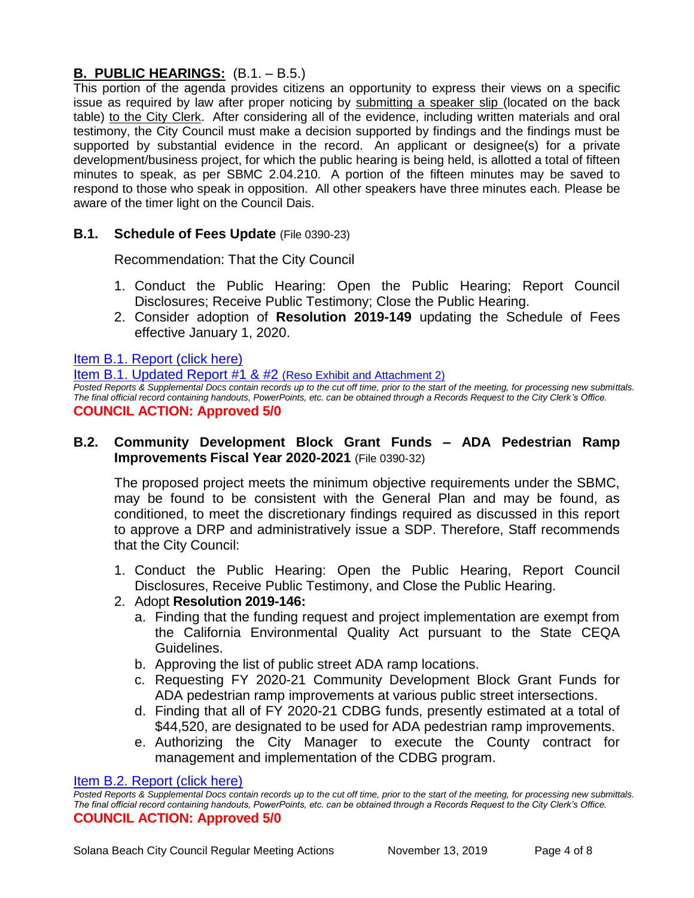## B. PUBLIC HEARINGS: (B.1. – B.5.)

This portion of the agenda provides citizens an opportunity to express their views on a specific issue as required by law after proper noticing by submitting a speaker slip (located on the back table) to the City Clerk. After considering all of the evidence, including written materials and oral testimony, the City Council must make a decision supported by findings and the findings must be supported by substantial evidence in the record. An applicant or designee(s) for a private development/business project, for which the public hearing is being held, is allotted a total of fifteen minutes to speak, as per SBMC 2.04.210. A portion of the fifteen minutes may be saved to respond to those who speak in opposition. All other speakers have three minutes each. Please be aware of the timer light on the Council Dais.

### B.1. Schedule of Fees Update (File 0390-23)

Recommendation: That the City Council

1. Conduct the Public Hearing: Open the Public Hearing; Report Council Disclosures; Receive Public Testimony; Close the Public Hearing.
2. Consider adoption of **Resolution 2019-149** updating the Schedule of Fees effective January 1, 2020.

Item B.1. Report (click here)

Item B.1. Updated Report #1 & #2 (Reso Exhibit and Attachment 2)

*Posted Reports & Supplemental Docs contain records up to the cut off time, prior to the start of the meeting, for processing new submittals. The final official record containing handouts, PowerPoints, etc. can be obtained through a Records Request to the City Clerk's Office.*

**COUNCIL ACTION: Approved 5/0**

### B.2. Community Development Block Grant Funds – ADA Pedestrian Ramp Improvements Fiscal Year 2020-2021 (File 0390-32)

The proposed project meets the minimum objective requirements under the SBMC, may be found to be consistent with the General Plan and may be found, as conditioned, to meet the discretionary findings required as discussed in this report to approve a DRP and administratively issue a SDP. Therefore, Staff recommends that the City Council:

1. Conduct the Public Hearing: Open the Public Hearing, Report Council Disclosures, Receive Public Testimony, and Close the Public Hearing.
2. Adopt **Resolution 2019-146:**
   a. Finding that the funding request and project implementation are exempt from the California Environmental Quality Act pursuant to the State CEQA Guidelines.
   b. Approving the list of public street ADA ramp locations.
   c. Requesting FY 2020-21 Community Development Block Grant Funds for ADA pedestrian ramp improvements at various public street intersections.
   d. Finding that all of FY 2020-21 CDBG funds, presently estimated at a total of $44,520, are designated to be used for ADA pedestrian ramp improvements.
   e. Authorizing the City Manager to execute the County contract for management and implementation of the CDBG program.

Item B.2. Report (click here)

*Posted Reports & Supplemental Docs contain records up to the cut off time, prior to the start of the meeting, for processing new submittals. The final official record containing handouts, PowerPoints, etc. can be obtained through a Records Request to the City Clerk's Office.*

**COUNCIL ACTION: Approved 5/0**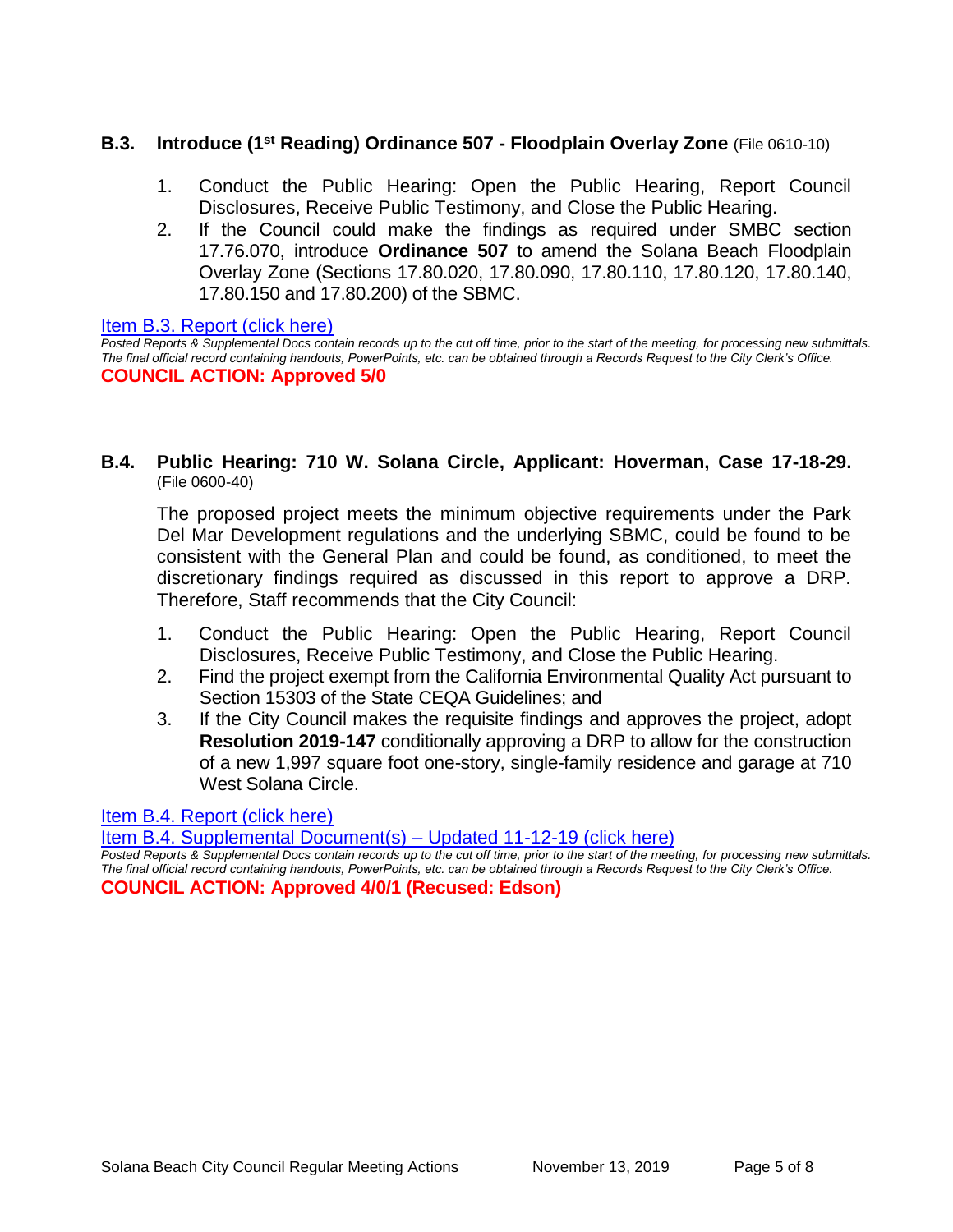### B.3. Introduce (1st Reading) Ordinance 507 - Floodplain Overlay Zone (File 0610-10)

1. Conduct the Public Hearing: Open the Public Hearing, Report Council Disclosures, Receive Public Testimony, and Close the Public Hearing.
2. If the Council could make the findings as required under SMBC section 17.76.070, introduce **Ordinance 507** to amend the Solana Beach Floodplain Overlay Zone (Sections 17.80.020, 17.80.090, 17.80.110, 17.80.120, 17.80.140, 17.80.150 and 17.80.200) of the SBMC.

Item B.3. Report (click here)

*Posted Reports & Supplemental Docs contain records up to the cut off time, prior to the start of the meeting, for processing new submittals. The final official record containing handouts, PowerPoints, etc. can be obtained through a Records Request to the City Clerk's Office.*

**COUNCIL ACTION: Approved 5/0**

### B.4. Public Hearing: 710 W. Solana Circle, Applicant: Hoverman, Case 17-18-29. (File 0600-40)

The proposed project meets the minimum objective requirements under the Park Del Mar Development regulations and the underlying SBMC, could be found to be consistent with the General Plan and could be found, as conditioned, to meet the discretionary findings required as discussed in this report to approve a DRP. Therefore, Staff recommends that the City Council:

1. Conduct the Public Hearing: Open the Public Hearing, Report Council Disclosures, Receive Public Testimony, and Close the Public Hearing.
2. Find the project exempt from the California Environmental Quality Act pursuant to Section 15303 of the State CEQA Guidelines; and
3. If the City Council makes the requisite findings and approves the project, adopt **Resolution 2019-147** conditionally approving a DRP to allow for the construction of a new 1,997 square foot one-story, single-family residence and garage at 710 West Solana Circle.

Item B.4. Report (click here)

Item B.4. Supplemental Document(s) – Updated 11-12-19 (click here)

*Posted Reports & Supplemental Docs contain records up to the cut off time, prior to the start of the meeting, for processing new submittals. The final official record containing handouts, PowerPoints, etc. can be obtained through a Records Request to the City Clerk's Office.*

**COUNCIL ACTION: Approved 4/0/1 (Recused: Edson)**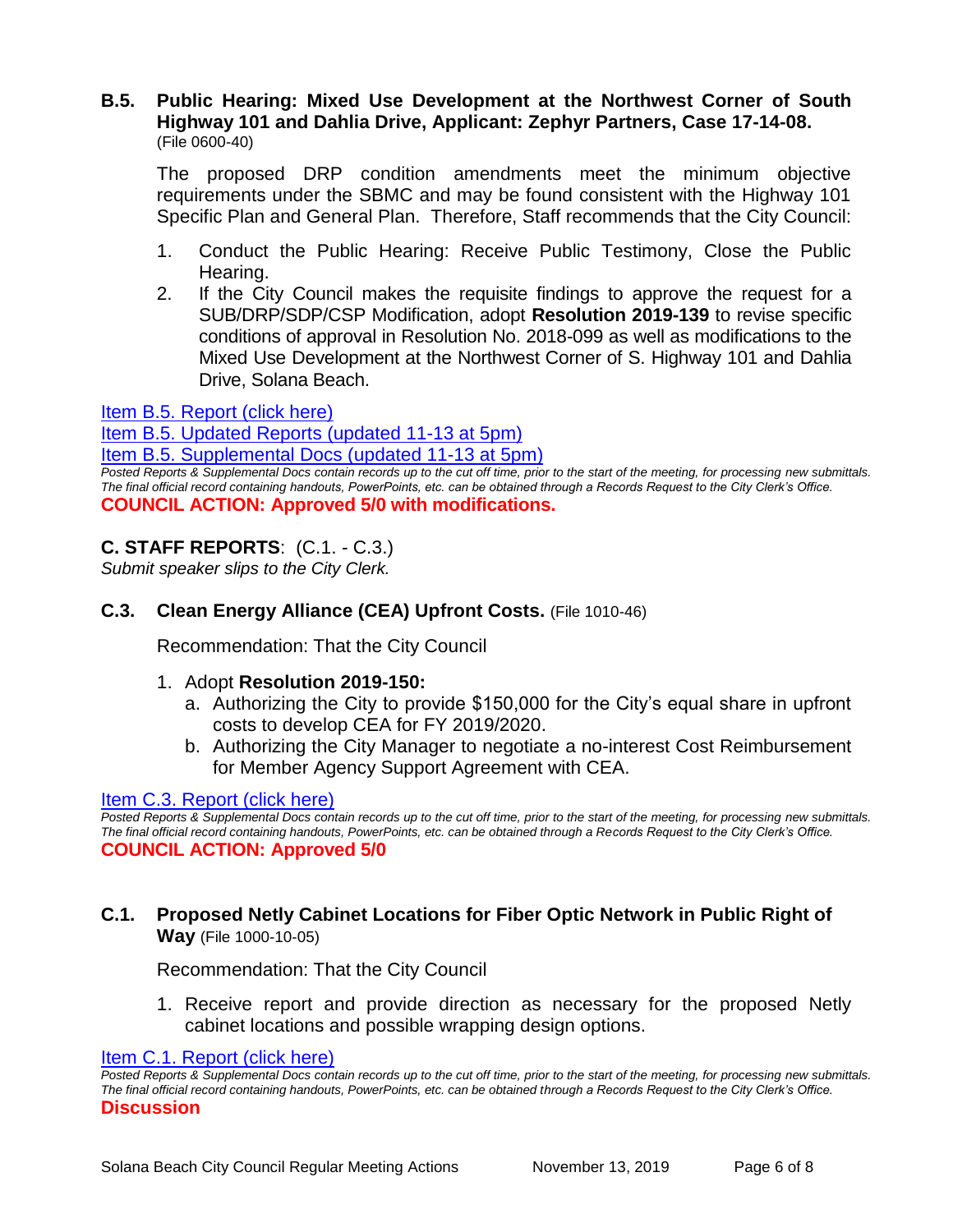### B.5. Public Hearing: Mixed Use Development at the Northwest Corner of South Highway 101 and Dahlia Drive, Applicant: Zephyr Partners, Case 17-14-08.
(File 0600-40)

The proposed DRP condition amendments meet the minimum objective requirements under the SBMC and may be found consistent with the Highway 101 Specific Plan and General Plan. Therefore, Staff recommends that the City Council:

1. Conduct the Public Hearing: Receive Public Testimony, Close the Public Hearing.
2. If the City Council makes the requisite findings to approve the request for a SUB/DRP/SDP/CSP Modification, adopt **Resolution 2019-139** to revise specific conditions of approval in Resolution No. 2018-099 as well as modifications to the Mixed Use Development at the Northwest Corner of S. Highway 101 and Dahlia Drive, Solana Beach.

Item B.5. Report (click here)
Item B.5. Updated Reports (updated 11-13 at 5pm)
Item B.5. Supplemental Docs (updated 11-13 at 5pm)

*Posted Reports & Supplemental Docs contain records up to the cut off time, prior to the start of the meeting, for processing new submittals. The final official record containing handouts, PowerPoints, etc. can be obtained through a Records Request to the City Clerk's Office.*

**COUNCIL ACTION: Approved 5/0 with modifications.**

## C. STAFF REPORTS: (C.1. - C.3.)

*Submit speaker slips to the City Clerk.*

### C.3. Clean Energy Alliance (CEA) Upfront Costs. (File 1010-46)

Recommendation: That the City Council

1. Adopt **Resolution 2019-150:**
   a. Authorizing the City to provide $150,000 for the City's equal share in upfront costs to develop CEA for FY 2019/2020.
   b. Authorizing the City Manager to negotiate a no-interest Cost Reimbursement for Member Agency Support Agreement with CEA.

Item C.3. Report (click here)

*Posted Reports & Supplemental Docs contain records up to the cut off time, prior to the start of the meeting, for processing new submittals. The final official record containing handouts, PowerPoints, etc. can be obtained through a Records Request to the City Clerk's Office.*

**COUNCIL ACTION: Approved 5/0**

### C.1. Proposed Netly Cabinet Locations for Fiber Optic Network in Public Right of Way (File 1000-10-05)

Recommendation: That the City Council

1. Receive report and provide direction as necessary for the proposed Netly cabinet locations and possible wrapping design options.

Item C.1. Report (click here)

*Posted Reports & Supplemental Docs contain records up to the cut off time, prior to the start of the meeting, for processing new submittals. The final official record containing handouts, PowerPoints, etc. can be obtained through a Records Request to the City Clerk's Office.*

**Discussion**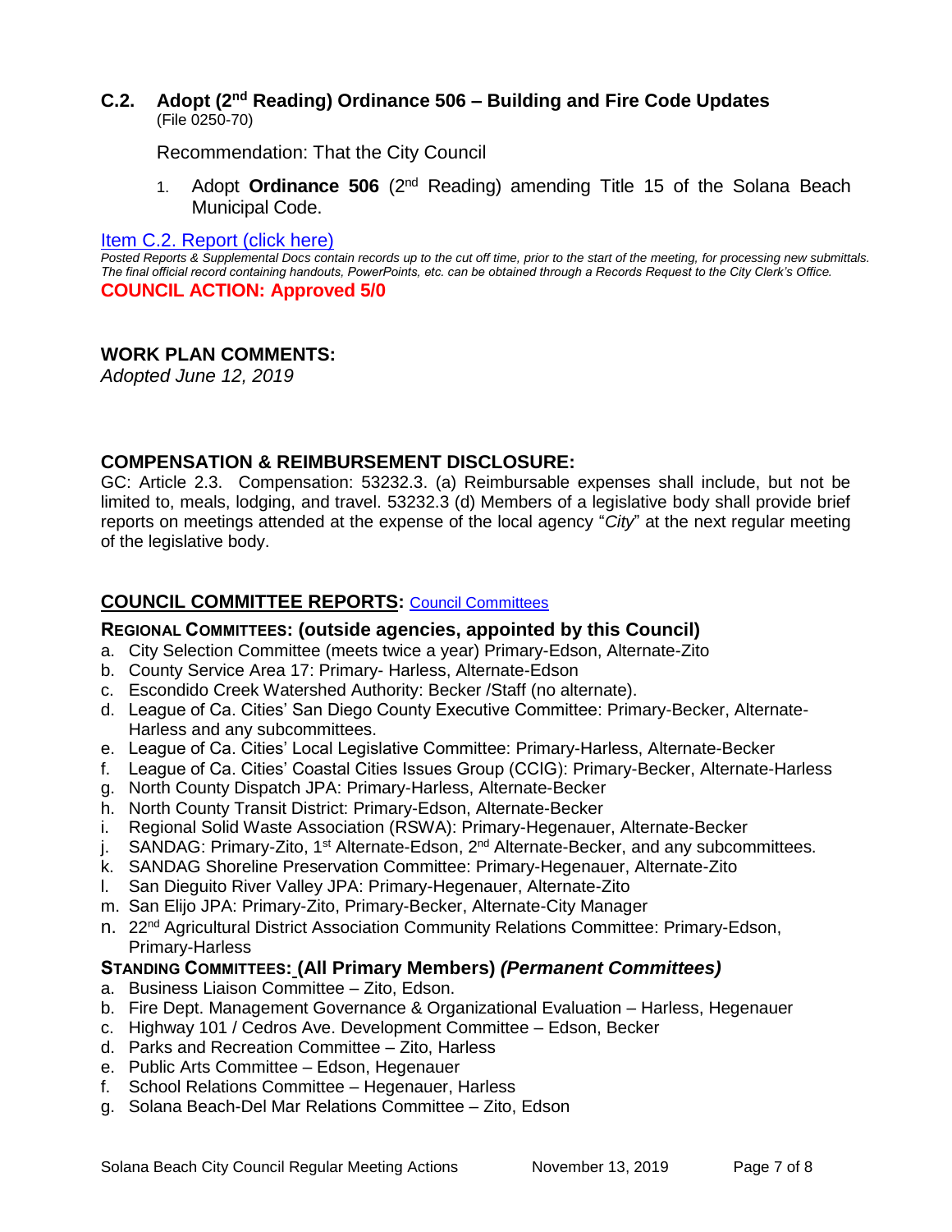### C.2. Adopt (2nd Reading) Ordinance 506 – Building and Fire Code Updates
(File 0250-70)

Recommendation: That the City Council

1. Adopt **Ordinance 506** (2nd Reading) amending Title 15 of the Solana Beach Municipal Code.

[Item C.2. Report (click here)]

*Posted Reports & Supplemental Docs contain records up to the cut off time, prior to the start of the meeting, for processing new submittals. The final official record containing handouts, PowerPoints, etc. can be obtained through a Records Request to the City Clerk's Office.*

**COUNCIL ACTION: Approved 5/0**

## WORK PLAN COMMENTS:

*Adopted June 12, 2019*

## COMPENSATION & REIMBURSEMENT DISCLOSURE:

GC: Article 2.3. Compensation: 53232.3. (a) Reimbursable expenses shall include, but not be limited to, meals, lodging, and travel. 53232.3 (d) Members of a legislative body shall provide brief reports on meetings attended at the expense of the local agency "*City*" at the next regular meeting of the legislative body.

## COUNCIL COMMITTEE REPORTS: Council Committees

### REGIONAL COMMITTEES: (outside agencies, appointed by this Council)

a. City Selection Committee (meets twice a year) Primary-Edson, Alternate-Zito
b. County Service Area 17: Primary- Harless, Alternate-Edson
c. Escondido Creek Watershed Authority: Becker /Staff (no alternate).
d. League of Ca. Cities' San Diego County Executive Committee: Primary-Becker, Alternate-Harless and any subcommittees.
e. League of Ca. Cities' Local Legislative Committee: Primary-Harless, Alternate-Becker
f. League of Ca. Cities' Coastal Cities Issues Group (CCIG): Primary-Becker, Alternate-Harless
g. North County Dispatch JPA: Primary-Harless, Alternate-Becker
h. North County Transit District: Primary-Edson, Alternate-Becker
i. Regional Solid Waste Association (RSWA): Primary-Hegenauer, Alternate-Becker
j. SANDAG: Primary-Zito, 1st Alternate-Edson, 2nd Alternate-Becker, and any subcommittees.
k. SANDAG Shoreline Preservation Committee: Primary-Hegenauer, Alternate-Zito
l. San Dieguito River Valley JPA: Primary-Hegenauer, Alternate-Zito
m. San Elijo JPA: Primary-Zito, Primary-Becker, Alternate-City Manager
n. 22nd Agricultural District Association Community Relations Committee: Primary-Edson, Primary-Harless

### STANDING COMMITTEES: (All Primary Members) *(Permanent Committees)*

a. Business Liaison Committee – Zito, Edson.
b. Fire Dept. Management Governance & Organizational Evaluation – Harless, Hegenauer
c. Highway 101 / Cedros Ave. Development Committee – Edson, Becker
d. Parks and Recreation Committee – Zito, Harless
e. Public Arts Committee – Edson, Hegenauer
f. School Relations Committee – Hegenauer, Harless
g. Solana Beach-Del Mar Relations Committee – Zito, Edson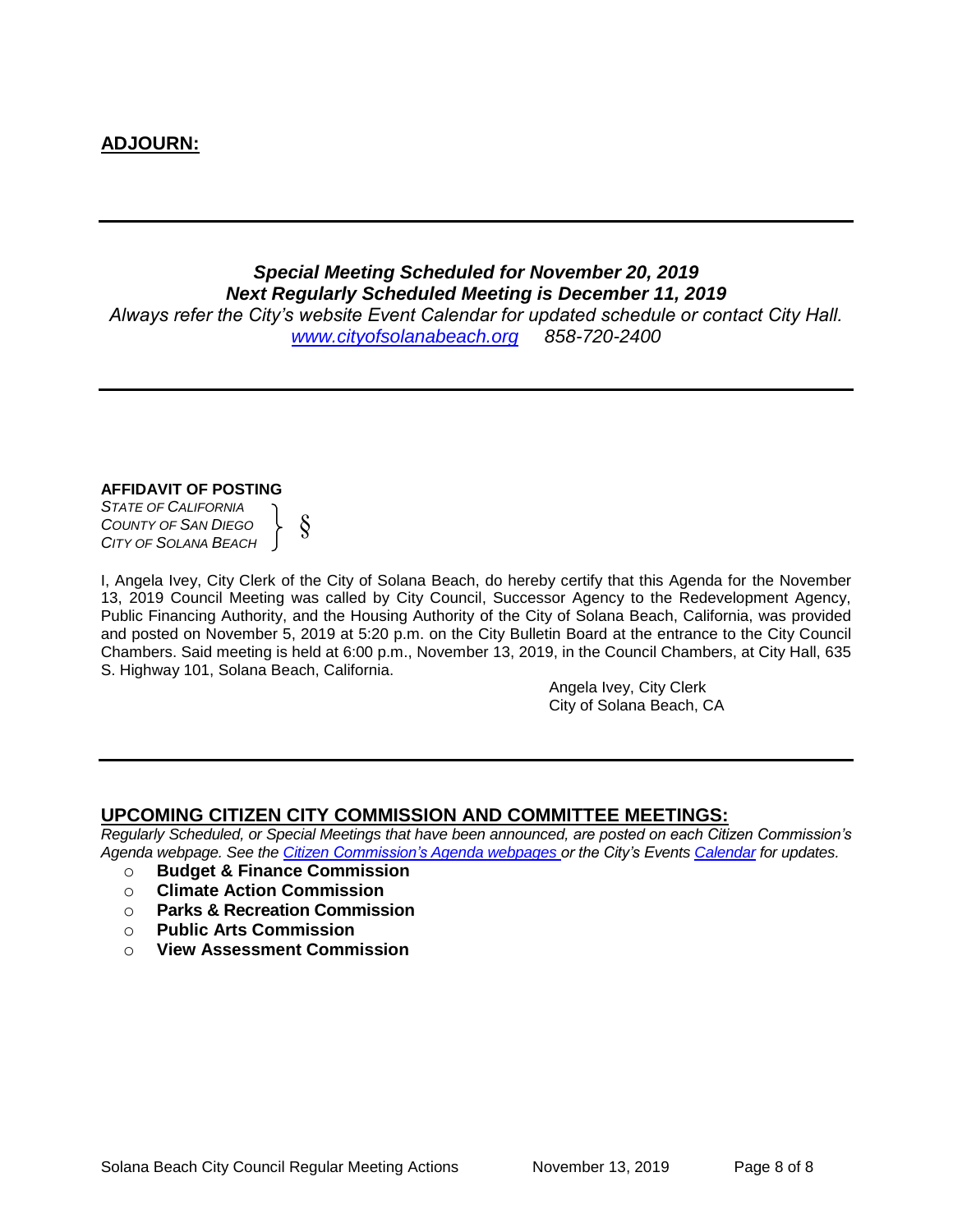## ADJOURN:

---

***Special Meeting Scheduled for November 20, 2019***
***Next Regularly Scheduled Meeting is December 11, 2019***
*Always refer the City's website Event Calendar for updated schedule or contact City Hall.*
*[www.cityofsolanabeach.org](http://www.cityofsolanabeach.org) 858-720-2400*

---

**AFFIDAVIT OF POSTING**
*STATE OF CALIFORNIA*
*COUNTY OF SAN DIEGO* §
*CITY OF SOLANA BEACH*

I, Angela Ivey, City Clerk of the City of Solana Beach, do hereby certify that this Agenda for the November 13, 2019 Council Meeting was called by City Council, Successor Agency to the Redevelopment Agency, Public Financing Authority, and the Housing Authority of the City of Solana Beach, California, was provided and posted on November 5, 2019 at 5:20 p.m. on the City Bulletin Board at the entrance to the City Council Chambers. Said meeting is held at 6:00 p.m., November 13, 2019, in the Council Chambers, at City Hall, 635 S. Highway 101, Solana Beach, California.

Angela Ivey, City Clerk
City of Solana Beach, CA

---

## UPCOMING CITIZEN CITY COMMISSION AND COMMITTEE MEETINGS:

*Regularly Scheduled, or Special Meetings that have been announced, are posted on each Citizen Commission's Agenda webpage. See the Citizen Commission's Agenda webpages or the City's Events Calendar for updates.*

- **Budget & Finance Commission**
- **Climate Action Commission**
- **Parks & Recreation Commission**
- **Public Arts Commission**
- **View Assessment Commission**